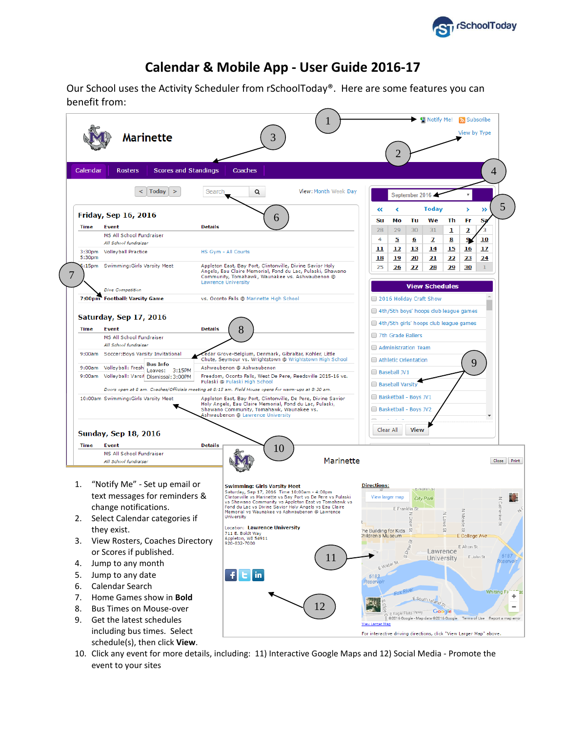# Calendar & Mobile App - User Guide 2016-17

Our School uses the Activity Scheduler from rSchoolToday®. Here are some features you can benefit from:

1. "Notify Me" - Set up email or text messages for reminders & change notifications.
2. Select Calendar categories if they exist.
3. View Rosters, Coaches Directory or Scores if published.
4. Jump to any month
5. Jump to any date
6. Calendar Search
7. Home Games show in **Bold**
8. Bus Times on Mouse-over
9. Get the latest schedules including bus times. Select schedule(s), then click **View**.
10. Click any event for more details, including: 11) Interactive Google Maps and 12) Social Media - Promote the event to your sites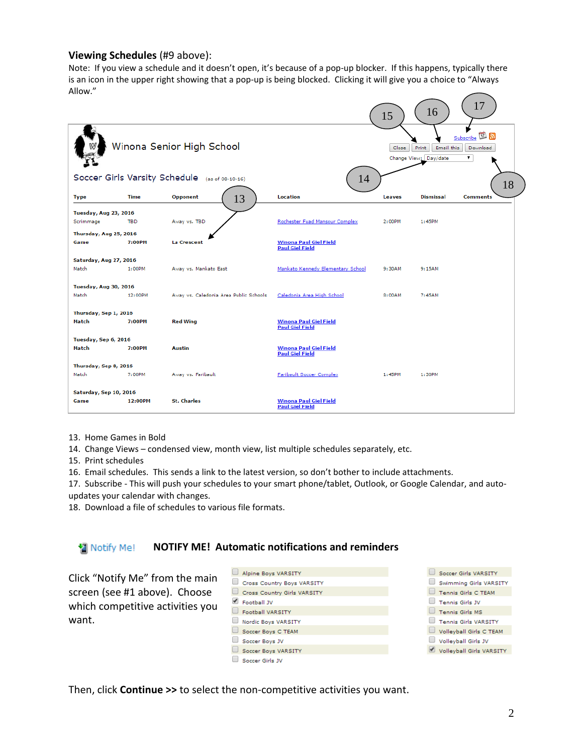**Viewing Schedules** (#9 above):

Note: If you view a schedule and it doesn't open, it's because of a pop-up blocker. If this happens, typically there is an icon in the upper right showing that a pop-up is being blocked. Clicking it will give you a choice to "Always Allow."

Winona Senior High School

Subscribe

Close | Print | Email this | Download

Change View: Day/date

Soccer Girls Varsity Schedule (as of 08-10-16)

| Type | Time | Opponent | Location | Leaves | Dismissal | Comments |
|---|---|---|---|---|---|---|
| **Tuesday, Aug 23, 2016** | | | | | | |
| Scrimmage | TBD | Away vs. TBD | Rochester Fuad Mansour Complex | 2:00PM | 1:45PM | |
| **Thursday, Aug 25, 2016** | | | | | | |
| **Game** | **7:00PM** | **La Crescent** | **Winona Paul Giel Field Paul Giel Field** | | | |
| **Saturday, Aug 27, 2016** | | | | | | |
| Match | 1:00PM | Away vs. Mankato East | Mankato Kennedy Elementary School | 9:30AM | 9:15AM | |
| **Tuesday, Aug 30, 2016** | | | | | | |
| Match | 12:00PM | Away vs. Caledonia Area Public Schools | Caledonia Area High School | 8:00AM | 7:45AM | |
| **Thursday, Sep 1, 2016** | | | | | | |
| **Match** | **7:00PM** | **Red Wing** | **Winona Paul Giel Field Paul Giel Field** | | | |
| **Tuesday, Sep 6, 2016** | | | | | | |
| **Match** | **7:00PM** | **Austin** | **Winona Paul Giel Field Paul Giel Field** | | | |
| **Thursday, Sep 8, 2016** | | | | | | |
| Match | 7:00PM | Away vs. Faribault | Faribault Soccer Complex | 1:45PM | 1:30PM | |
| **Saturday, Sep 10, 2016** | | | | | | |
| **Game** | **12:00PM** | **St. Charles** | **Winona Paul Giel Field Paul Giel Field** | | | |

13. Home Games in Bold
14. Change Views – condensed view, month view, list multiple schedules separately, etc.
15. Print schedules
16. Email schedules. This sends a link to the latest version, so don't bother to include attachments.
17. Subscribe - This will push your schedules to your smart phone/tablet, Outlook, or Google Calendar, and auto-updates your calendar with changes.
18. Download a file of schedules to various file formats.

## Notify Me! **NOTIFY ME! Automatic notifications and reminders**

Click "Notify Me" from the main screen (see #1 above). Choose which competitive activities you want.

- [ ] Alpine Boys VARSITY
- [ ] Cross Country Boys VARSITY
- [ ] Cross Country Girls VARSITY
- [x] Football JV
- [ ] Football VARSITY
- [ ] Nordic Boys VARSITY
- [ ] Soccer Boys C TEAM
- [ ] Soccer Boys JV
- [ ] Soccer Boys VARSITY
- [ ] Soccer Girls JV
- [ ] Soccer Girls VARSITY
- [ ] Swimming Girls VARSITY
- [ ] Tennis Girls C TEAM
- [ ] Tennis Girls JV
- [ ] Tennis Girls MS
- [ ] Tennis Girls VARSITY
- [ ] Volleyball Girls C TEAM
- [ ] Volleyball Girls JV
- [x] Volleyball Girls VARSITY

Then, click **Continue >>** to select the non-competitive activities you want.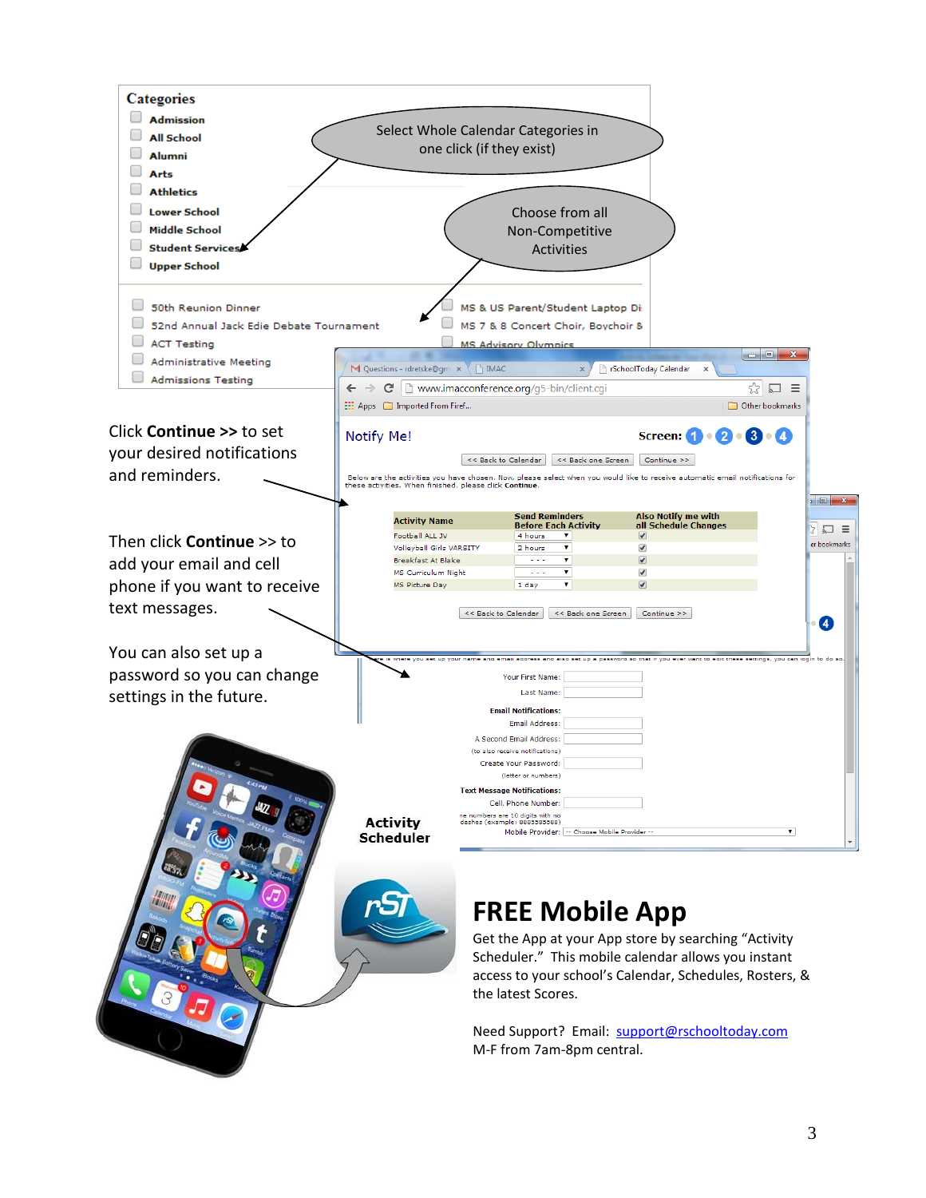Select Whole Calendar Categories in one click (if they exist)

Choose from all Non-Competitive Activities

Click **Continue >>** to set your desired notifications and reminders.

Then click **Continue** >> to add your email and cell phone if you want to receive text messages.

You can also set up a password so you can change settings in the future.

**Activity Scheduler**

## FREE Mobile App

Get the App at your App store by searching "Activity Scheduler." This mobile calendar allows you instant access to your school's Calendar, Schedules, Rosters, & the latest Scores.

Need Support? Email: support@rschooltoday.com
M-F from 7am-8pm central.